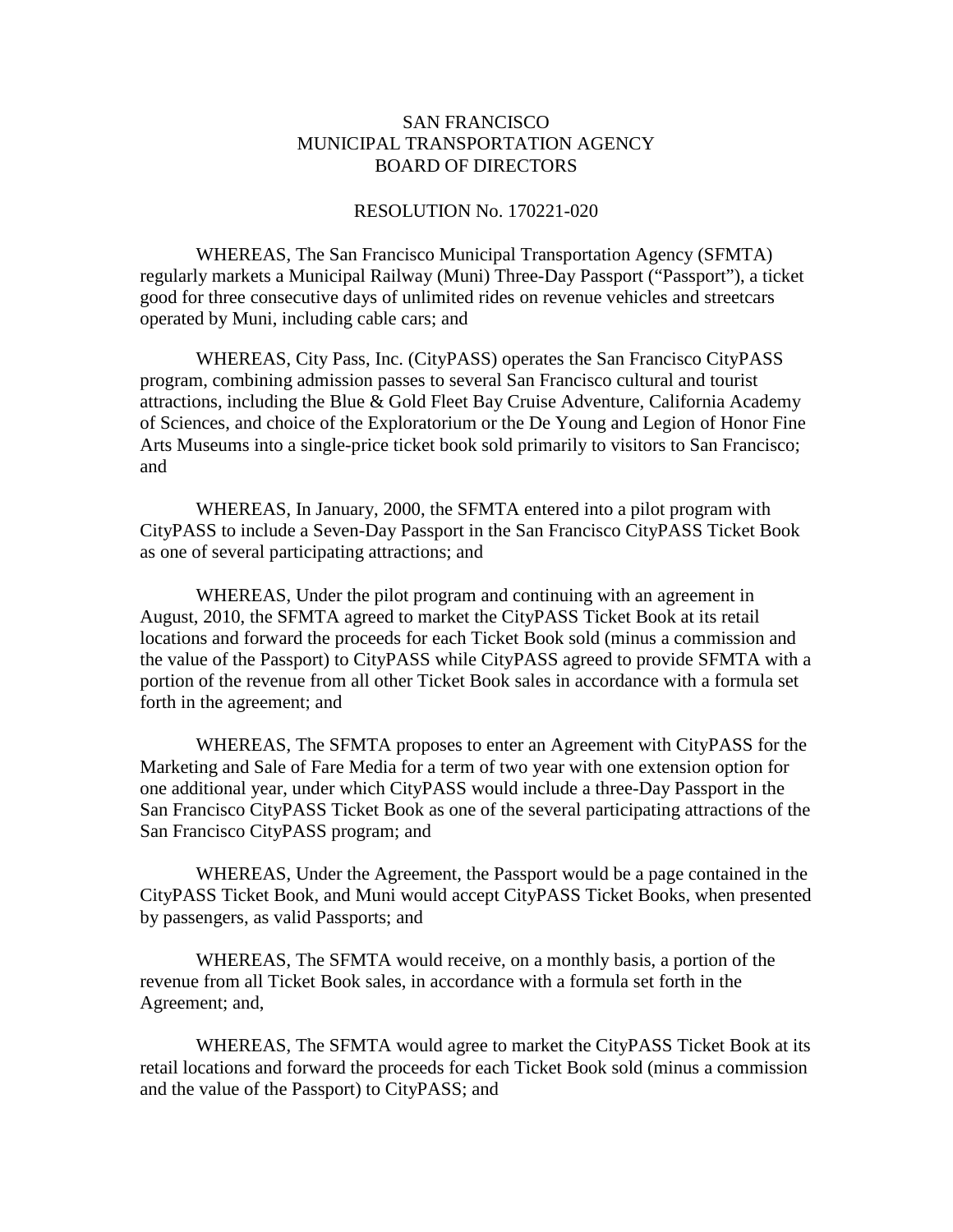SAN FRANCISCO
MUNICIPAL TRANSPORTATION AGENCY
BOARD OF DIRECTORS

RESOLUTION No. 170221-020

WHEREAS, The San Francisco Municipal Transportation Agency (SFMTA) regularly markets a Municipal Railway (Muni) Three-Day Passport ("Passport"), a ticket good for three consecutive days of unlimited rides on revenue vehicles and streetcars operated by Muni, including cable cars; and

WHEREAS, City Pass, Inc. (CityPASS) operates the San Francisco CityPASS program, combining admission passes to several San Francisco cultural and tourist attractions, including the Blue & Gold Fleet Bay Cruise Adventure, California Academy of Sciences, and choice of the Exploratorium or the De Young and Legion of Honor Fine Arts Museums into a single-price ticket book sold primarily to visitors to San Francisco; and

WHEREAS, In January, 2000, the SFMTA entered into a pilot program with CityPASS to include a Seven-Day Passport in the San Francisco CityPASS Ticket Book as one of several participating attractions; and

WHEREAS, Under the pilot program and continuing with an agreement in August, 2010, the SFMTA agreed to market the CityPASS Ticket Book at its retail locations and forward the proceeds for each Ticket Book sold (minus a commission and the value of the Passport) to CityPASS while CityPASS agreed to provide SFMTA with a portion of the revenue from all other Ticket Book sales in accordance with a formula set forth in the agreement; and

WHEREAS, The SFMTA proposes to enter an Agreement with CityPASS for the Marketing and Sale of Fare Media for a term of two year with one extension option for one additional year, under which CityPASS would include a three-Day Passport in the San Francisco CityPASS Ticket Book as one of the several participating attractions of the San Francisco CityPASS program; and

WHEREAS, Under the Agreement, the Passport would be a page contained in the CityPASS Ticket Book, and Muni would accept CityPASS Ticket Books, when presented by passengers, as valid Passports; and

WHEREAS, The SFMTA would receive, on a monthly basis, a portion of the revenue from all Ticket Book sales, in accordance with a formula set forth in the Agreement; and,

WHEREAS, The SFMTA would agree to market the CityPASS Ticket Book at its retail locations and forward the proceeds for each Ticket Book sold (minus a commission and the value of the Passport) to CityPASS; and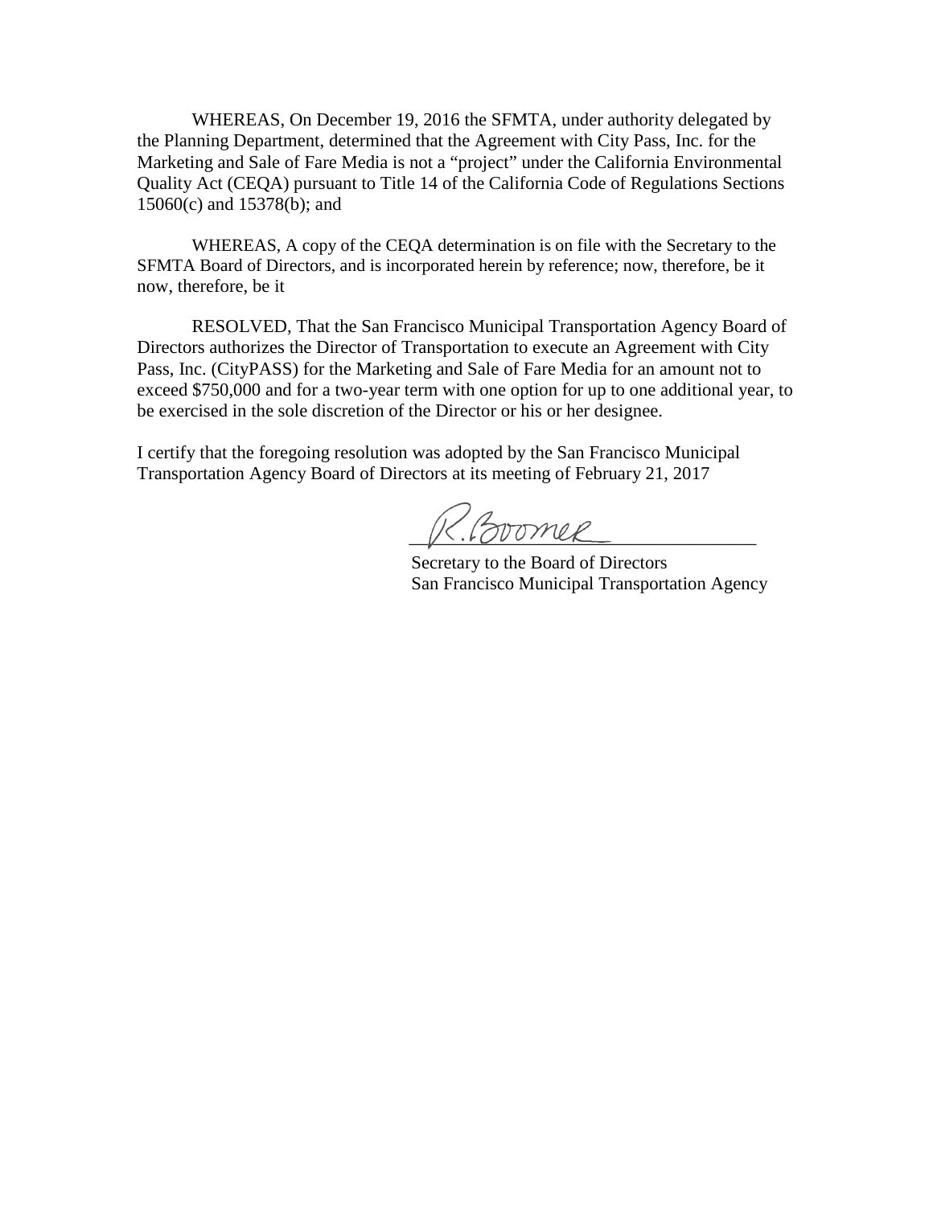WHEREAS, On December 19, 2016 the SFMTA, under authority delegated by the Planning Department, determined that the Agreement with City Pass, Inc. for the Marketing and Sale of Fare Media is not a "project" under the California Environmental Quality Act (CEQA) pursuant to Title 14 of the California Code of Regulations Sections 15060(c) and 15378(b); and

WHEREAS, A copy of the CEQA determination is on file with the Secretary to the SFMTA Board of Directors, and is incorporated herein by reference; now, therefore, be it now, therefore, be it

RESOLVED, That the San Francisco Municipal Transportation Agency Board of Directors authorizes the Director of Transportation to execute an Agreement with City Pass, Inc. (CityPASS) for the Marketing and Sale of Fare Media for an amount not to exceed $750,000 and for a two-year term with one option for up to one additional year, to be exercised in the sole discretion of the Director or his or her designee.

I certify that the foregoing resolution was adopted by the San Francisco Municipal Transportation Agency Board of Directors at its meeting of February 21, 2017

R. Boomer
______________________________

Secretary to the Board of Directors
San Francisco Municipal Transportation Agency